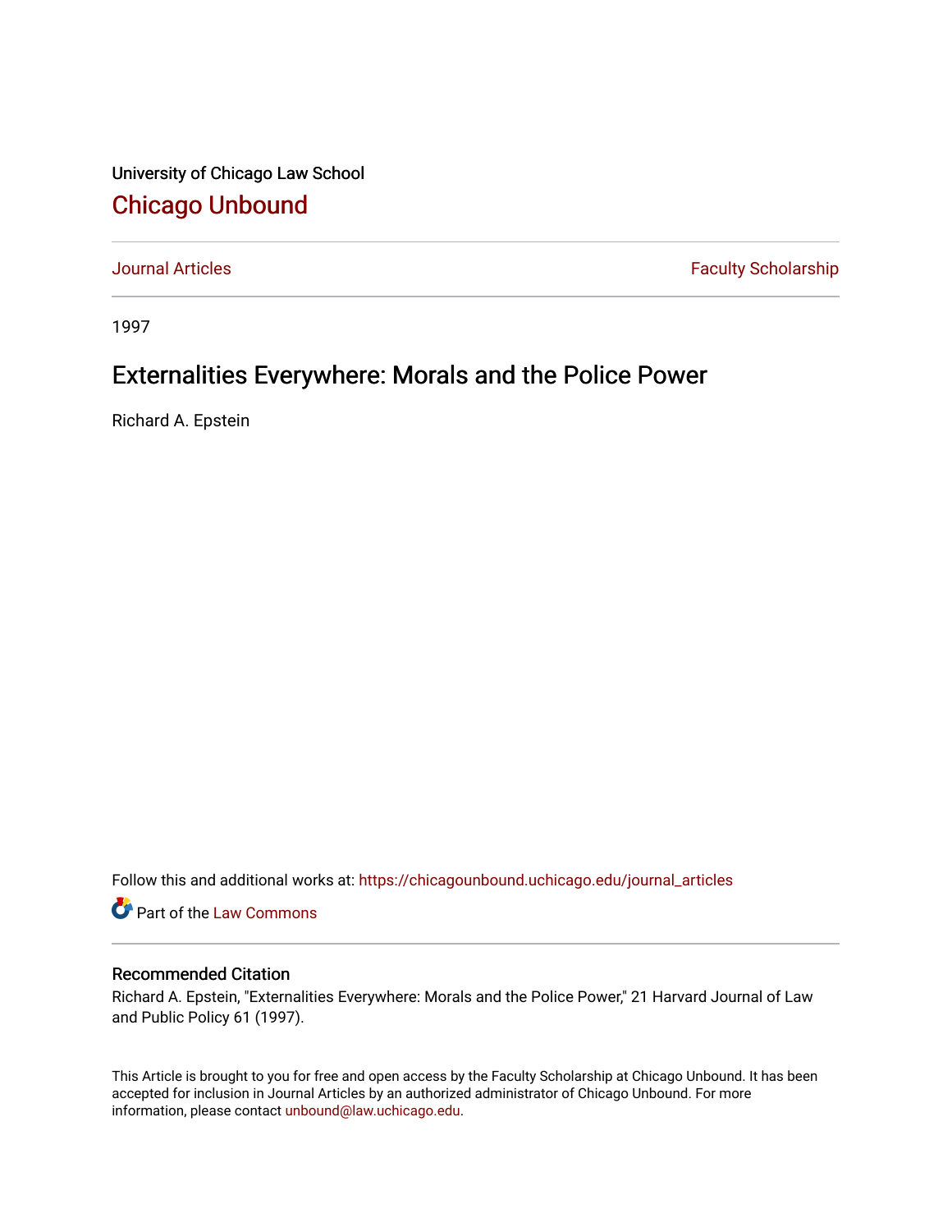University of Chicago Law School

## Chicago Unbound

Journal Articles | Faculty Scholarship

1997

# Externalities Everywhere: Morals and the Police Power

Richard A. Epstein

Follow this and additional works at: https://chicagounbound.uchicago.edu/journal_articles

Part of the Law Commons

### Recommended Citation

Richard A. Epstein, "Externalities Everywhere: Morals and the Police Power," 21 Harvard Journal of Law and Public Policy 61 (1997).

This Article is brought to you for free and open access by the Faculty Scholarship at Chicago Unbound. It has been accepted for inclusion in Journal Articles by an authorized administrator of Chicago Unbound. For more information, please contact unbound@law.uchicago.edu.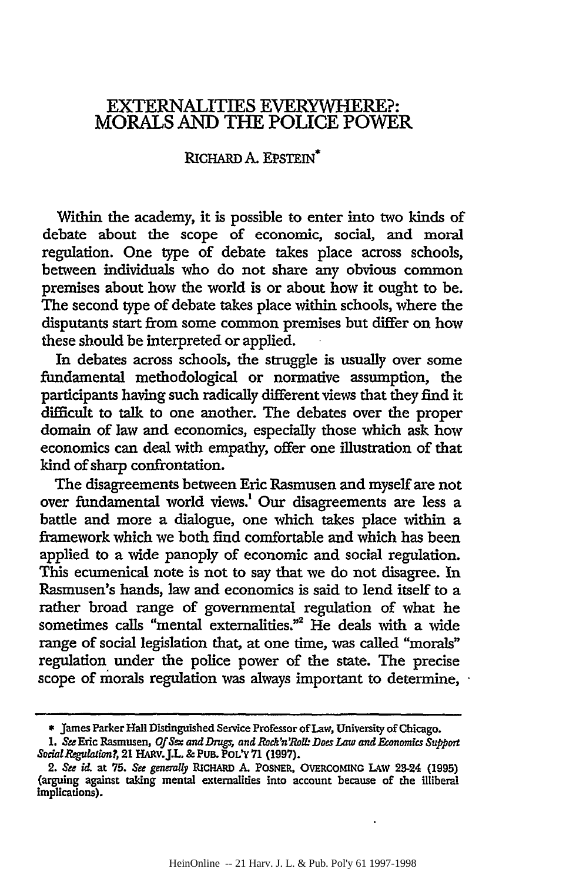# EXTERNALITIES EVERYWHERE?: MORALS AND THE POLICE POWER

RICHARD A. EPSTEIN*

Within the academy, it is possible to enter into two kinds of debate about the scope of economic, social, and moral regulation. One type of debate takes place across schools, between individuals who do not share any obvious common premises about how the world is or about how it ought to be. The second type of debate takes place within schools, where the disputants start from some common premises but differ on how these should be interpreted or applied.

In debates across schools, the struggle is usually over some fundamental methodological or normative assumption, the participants having such radically different views that they find it difficult to talk to one another. The debates over the proper domain of law and economics, especially those which ask how economics can deal with empathy, offer one illustration of that kind of sharp confrontation.

The disagreements between Eric Rasmusen and myself are not over fundamental world views.[1] Our disagreements are less a battle and more a dialogue, one which takes place within a framework which we both find comfortable and which has been applied to a wide panoply of economic and social regulation. This ecumenical note is not to say that we do not disagree. In Rasmusen's hands, law and economics is said to lend itself to a rather broad range of governmental regulation of what he sometimes calls "mental externalities."[2] He deals with a wide range of social legislation that, at one time, was called "morals" regulation under the police power of the state. The precise scope of morals regulation was always important to determine,

---

\* James Parker Hall Distinguished Service Professor of Law, University of Chicago.

1. *See* Eric Rasmusen, *Of Sex and Drugs, and Rock'n'Roll: Does Law and Economics Support Social Regulation?*, 21 HARV. J.L. & PUB. POL'Y 71 (1997).

2. *See id.* at 75. *See generally* RICHARD A. POSNER, OVERCOMING LAW 23-24 (1995) (arguing against taking mental externalities into account because of the illiberal implications).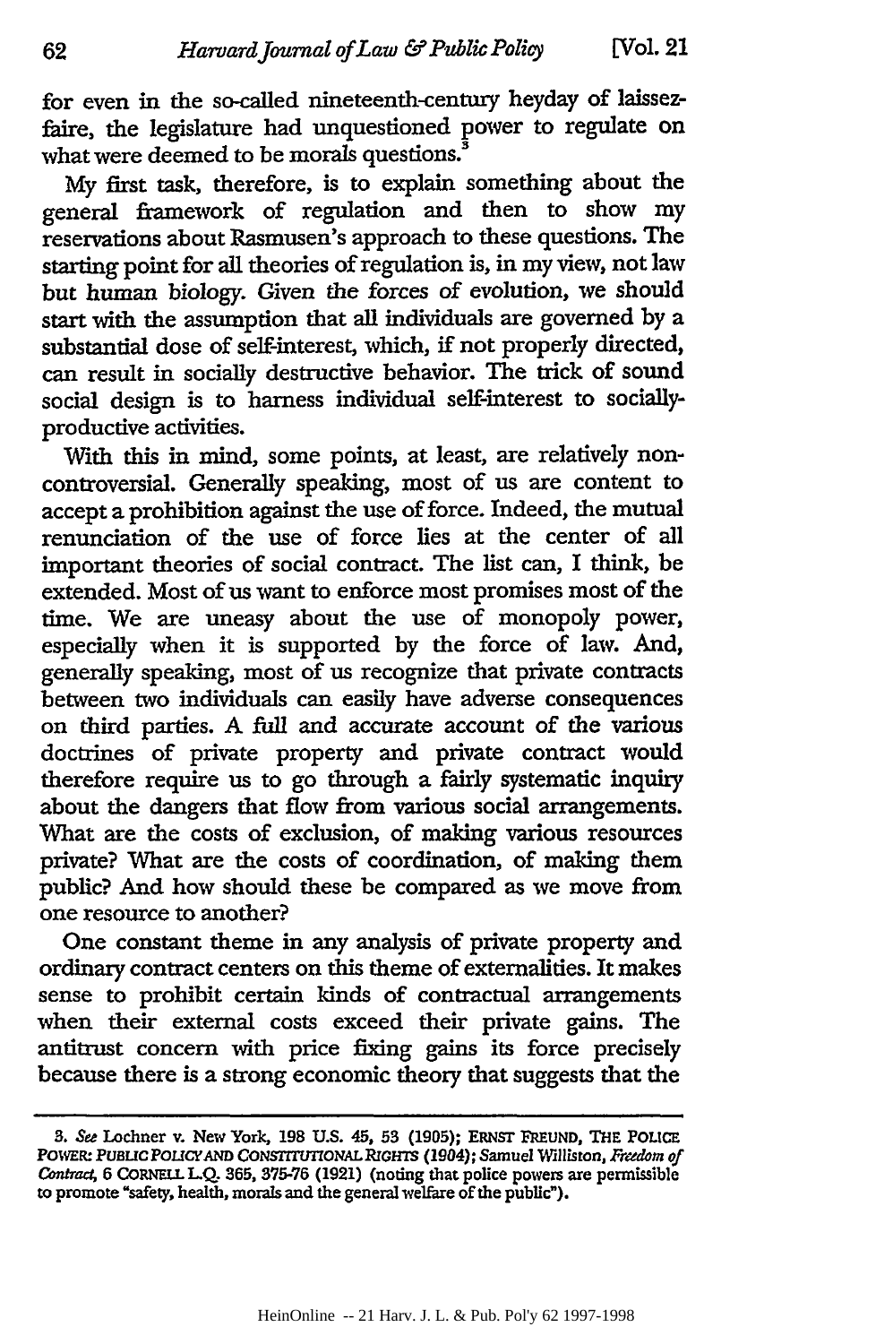for even in the so-called nineteenth-century heyday of laissez-faire, the legislature had unquestioned power to regulate on what were deemed to be morals questions.[3]

My first task, therefore, is to explain something about the general framework of regulation and then to show my reservations about Rasmusen's approach to these questions. The starting point for all theories of regulation is, in my view, not law but human biology. Given the forces of evolution, we should start with the assumption that all individuals are governed by a substantial dose of self-interest, which, if not properly directed, can result in socially destructive behavior. The trick of sound social design is to harness individual self-interest to socially-productive activities.

With this in mind, some points, at least, are relatively non-controversial. Generally speaking, most of us are content to accept a prohibition against the use of force. Indeed, the mutual renunciation of the use of force lies at the center of all important theories of social contract. The list can, I think, be extended. Most of us want to enforce most promises most of the time. We are uneasy about the use of monopoly power, especially when it is supported by the force of law. And, generally speaking, most of us recognize that private contracts between two individuals can easily have adverse consequences on third parties. A full and accurate account of the various doctrines of private property and private contract would therefore require us to go through a fairly systematic inquiry about the dangers that flow from various social arrangements. What are the costs of exclusion, of making various resources private? What are the costs of coordination, of making them public? And how should these be compared as we move from one resource to another?

One constant theme in any analysis of private property and ordinary contract centers on this theme of externalities. It makes sense to prohibit certain kinds of contractual arrangements when their external costs exceed their private gains. The antitrust concern with price fixing gains its force precisely because there is a strong economic theory that suggests that the

---

3. *See* Lochner v. New York, 198 U.S. 45, 53 (1905); ERNST FREUND, THE POLICE POWER: PUBLIC POLICY AND CONSTITUTIONAL RIGHTS (1904); Samuel Williston, *Freedom of Contract*, 6 CORNELL L.Q. 365, 375-76 (1921) (noting that police powers are permissible to promote "safety, health, morals and the general welfare of the public").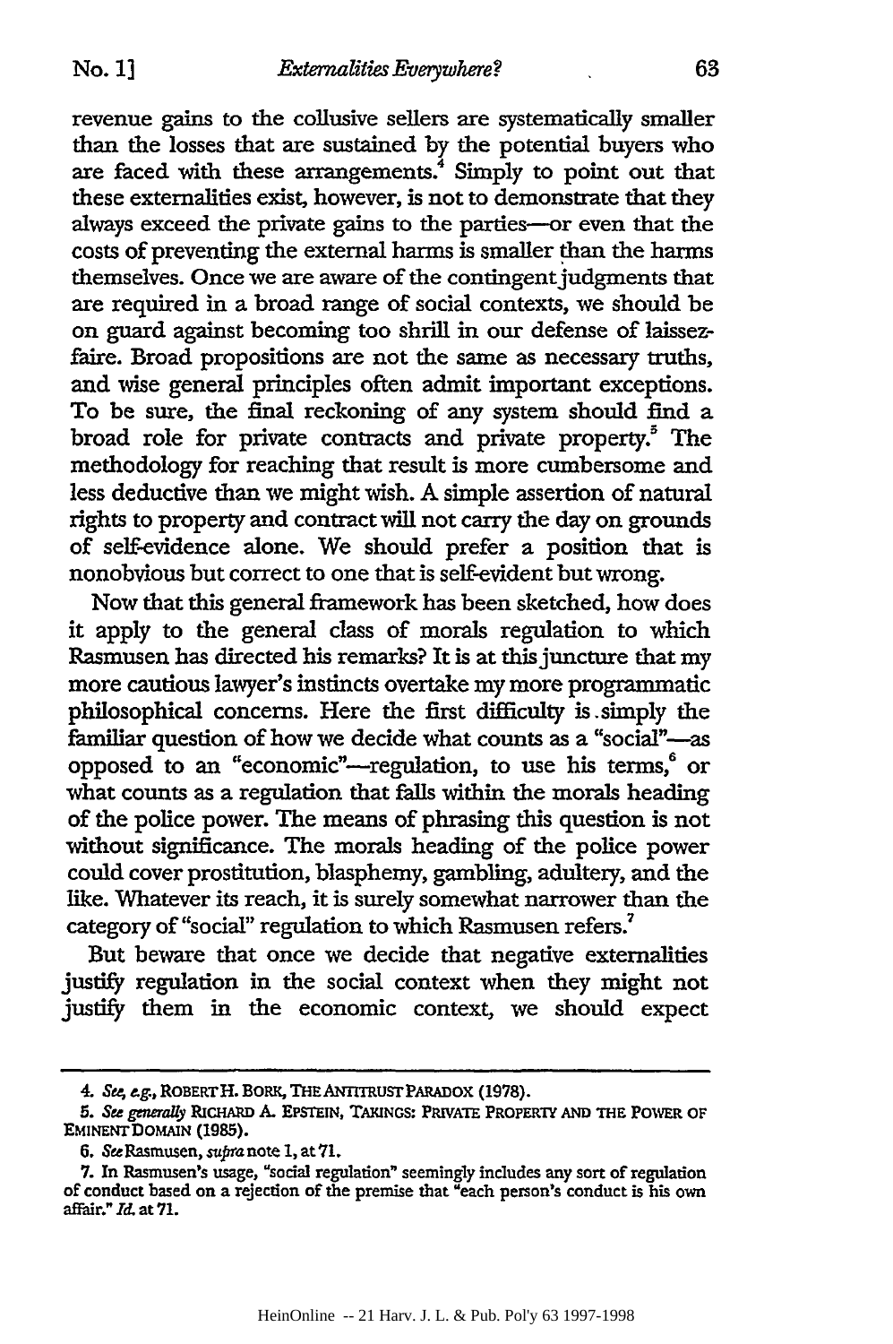revenue gains to the collusive sellers are systematically smaller than the losses that are sustained by the potential buyers who are faced with these arrangements.[4] Simply to point out that these externalities exist, however, is not to demonstrate that they always exceed the private gains to the parties—or even that the costs of preventing the external harms is smaller than the harms themselves. Once we are aware of the contingent judgments that are required in a broad range of social contexts, we should be on guard against becoming too shrill in our defense of laissez-faire. Broad propositions are not the same as necessary truths, and wise general principles often admit important exceptions. To be sure, the final reckoning of any system should find a broad role for private contracts and private property.[5] The methodology for reaching that result is more cumbersome and less deductive than we might wish. A simple assertion of natural rights to property and contract will not carry the day on grounds of self-evidence alone. We should prefer a position that is nonobvious but correct to one that is self-evident but wrong.

Now that this general framework has been sketched, how does it apply to the general class of morals regulation to which Rasmusen has directed his remarks? It is at this juncture that my more cautious lawyer's instincts overtake my more programmatic philosophical concerns. Here the first difficulty is simply the familiar question of how we decide what counts as a "social"—as opposed to an "economic"—regulation, to use his terms,[6] or what counts as a regulation that falls within the morals heading of the police power. The means of phrasing this question is not without significance. The morals heading of the police power could cover prostitution, blasphemy, gambling, adultery, and the like. Whatever its reach, it is surely somewhat narrower than the category of "social" regulation to which Rasmusen refers.[7]

But beware that once we decide that negative externalities justify regulation in the social context when they might not justify them in the economic context, we should expect

---

4. *See, e.g.*, ROBERT H. BORK, THE ANTITRUST PARADOX (1978).

5. *See generally* RICHARD A. EPSTEIN, TAKINGS: PRIVATE PROPERTY AND THE POWER OF EMINENT DOMAIN (1985).

6. *See* Rasmusen, *supra* note 1, at 71.

7. In Rasmusen's usage, "social regulation" seemingly includes any sort of regulation of conduct based on a rejection of the premise that "each person's conduct is his own affair." *Id.* at 71.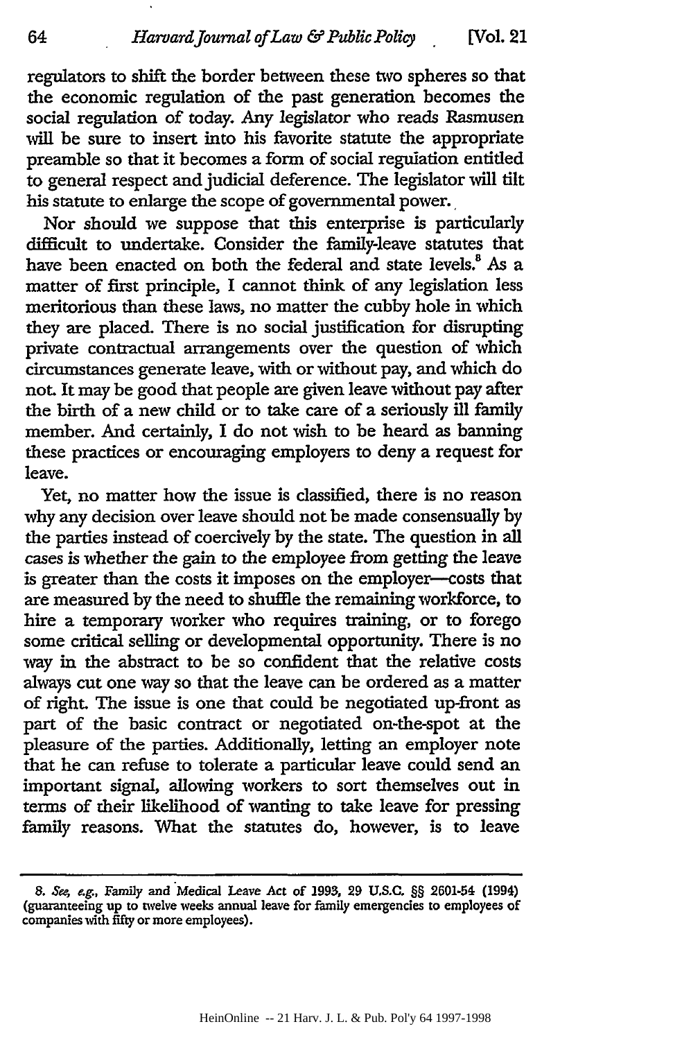regulators to shift the border between these two spheres so that the economic regulation of the past generation becomes the social regulation of today. Any legislator who reads Rasmusen will be sure to insert into his favorite statute the appropriate preamble so that it becomes a form of social regulation entitled to general respect and judicial deference. The legislator will tilt his statute to enlarge the scope of governmental power.

Nor should we suppose that this enterprise is particularly difficult to undertake. Consider the family-leave statutes that have been enacted on both the federal and state levels.[8] As a matter of first principle, I cannot think of any legislation less meritorious than these laws, no matter the cubby hole in which they are placed. There is no social justification for disrupting private contractual arrangements over the question of which circumstances generate leave, with or without pay, and which do not. It may be good that people are given leave without pay after the birth of a new child or to take care of a seriously ill family member. And certainly, I do not wish to be heard as banning these practices or encouraging employers to deny a request for leave.

Yet, no matter how the issue is classified, there is no reason why any decision over leave should not be made consensually by the parties instead of coercively by the state. The question in all cases is whether the gain to the employee from getting the leave is greater than the costs it imposes on the employer—costs that are measured by the need to shuffle the remaining workforce, to hire a temporary worker who requires training, or to forego some critical selling or developmental opportunity. There is no way in the abstract to be so confident that the relative costs always cut one way so that the leave can be ordered as a matter of right. The issue is one that could be negotiated up-front as part of the basic contract or negotiated on-the-spot at the pleasure of the parties. Additionally, letting an employer note that he can refuse to tolerate a particular leave could send an important signal, allowing workers to sort themselves out in terms of their likelihood of wanting to take leave for pressing family reasons. What the statutes do, however, is to leave

8. *See, e.g.*, Family and Medical Leave Act of 1993, 29 U.S.C. §§ 2601-54 (1994) (guaranteeing up to twelve weeks annual leave for family emergencies to employees of companies with fifty or more employees).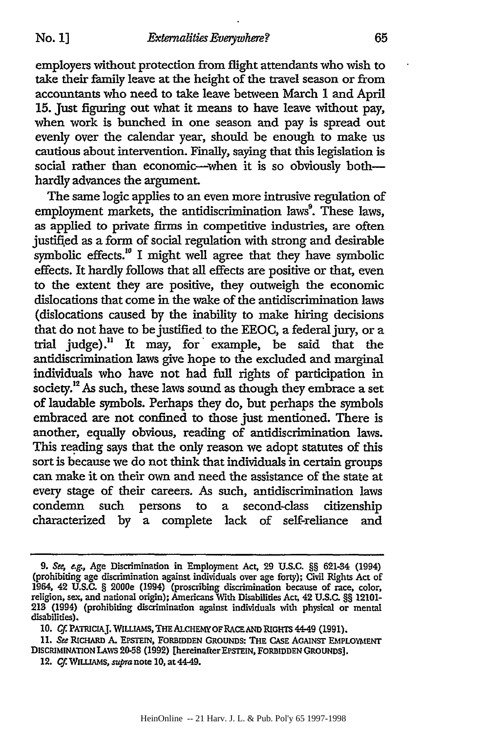employers without protection from flight attendants who wish to take their family leave at the height of the travel season or from accountants who need to take leave between March 1 and April 15. Just figuring out what it means to have leave without pay, when work is bunched in one season and pay is spread out evenly over the calendar year, should be enough to make us cautious about intervention. Finally, saying that this legislation is social rather than economic—when it is so obviously both—hardly advances the argument.

The same logic applies to an even more intrusive regulation of employment markets, the antidiscrimination laws[9]. These laws, as applied to private firms in competitive industries, are often justified as a form of social regulation with strong and desirable symbolic effects.[10] I might well agree that they have symbolic effects. It hardly follows that all effects are positive or that, even to the extent they are positive, they outweigh the economic dislocations that come in the wake of the antidiscrimination laws (dislocations caused by the inability to make hiring decisions that do not have to be justified to the EEOC, a federal jury, or a trial judge).[11] It may, for example, be said that the antidiscrimination laws give hope to the excluded and marginal individuals who have not had full rights of participation in society.[12] As such, these laws sound as though they embrace a set of laudable symbols. Perhaps they do, but perhaps the symbols embraced are not confined to those just mentioned. There is another, equally obvious, reading of antidiscrimination laws. This reading says that the only reason we adopt statutes of this sort is because we do not think that individuals in certain groups can make it on their own and need the assistance of the state at every stage of their careers. As such, antidiscrimination laws condemn such persons to a second-class citizenship characterized by a complete lack of self-reliance and

---

9. *See, e.g.*, Age Discrimination in Employment Act, 29 U.S.C. §§ 621-34 (1994) (prohibiting age discrimination against individuals over age forty); Civil Rights Act of 1964, 42 U.S.C. § 2000e (1994) (proscribing discrimination because of race, color, religion, sex, and national origin); Americans With Disabilities Act, 42 U.S.C. §§ 12101-213 (1994) (prohibiting discrimination against individuals with physical or mental disabilities).

10. *Cf.* PATRICIA J. WILLIAMS, THE ALCHEMY OF RACE AND RIGHTS 44-49 (1991).

11. *See* RICHARD A. EPSTEIN, FORBIDDEN GROUNDS: THE CASE AGAINST EMPLOYMENT DISCRIMINATION LAWS 20-58 (1992) [hereinafter EPSTEIN, FORBIDDEN GROUNDS].

12. *Cf.* WILLIAMS, *supra* note 10, at 44-49.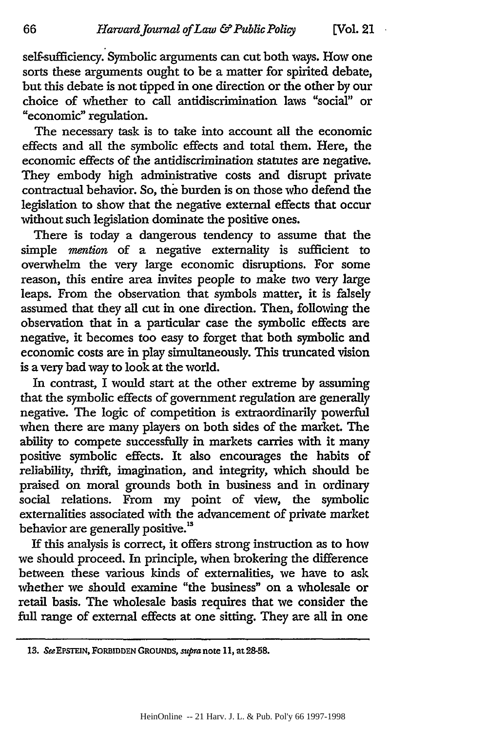self-sufficiency. Symbolic arguments can cut both ways. How one sorts these arguments ought to be a matter for spirited debate, but this debate is not tipped in one direction or the other by our choice of whether to call antidiscrimination laws "social" or "economic" regulation.

The necessary task is to take into account all the economic effects and all the symbolic effects and total them. Here, the economic effects of the antidiscrimination statutes are negative. They embody high administrative costs and disrupt private contractual behavior. So, the burden is on those who defend the legislation to show that the negative external effects that occur without such legislation dominate the positive ones.

There is today a dangerous tendency to assume that the simple *mention* of a negative externality is sufficient to overwhelm the very large economic disruptions. For some reason, this entire area invites people to make two very large leaps. From the observation that symbols matter, it is falsely assumed that they all cut in one direction. Then, following the observation that in a particular case the symbolic effects are negative, it becomes too easy to forget that both symbolic and economic costs are in play simultaneously. This truncated vision is a very bad way to look at the world.

In contrast, I would start at the other extreme by assuming that the symbolic effects of government regulation are generally negative. The logic of competition is extraordinarily powerful when there are many players on both sides of the market. The ability to compete successfully in markets carries with it many positive symbolic effects. It also encourages the habits of reliability, thrift, imagination, and integrity, which should be praised on moral grounds both in business and in ordinary social relations. From my point of view, the symbolic externalities associated with the advancement of private market behavior are generally positive.[13]

If this analysis is correct, it offers strong instruction as to how we should proceed. In principle, when brokering the difference between these various kinds of externalities, we have to ask whether we should examine "the business" on a wholesale or retail basis. The wholesale basis requires that we consider the full range of external effects at one sitting. They are all in one

---

13. *See* EPSTEIN, FORBIDDEN GROUNDS, *supra* note 11, at 28-58.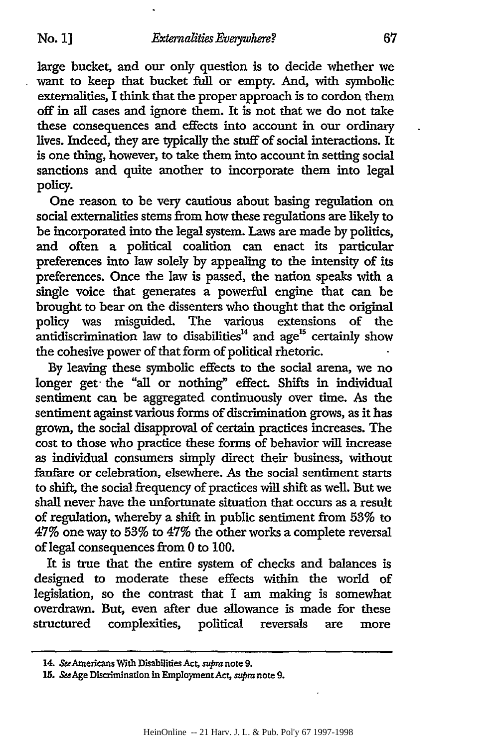large bucket, and our only question is to decide whether we want to keep that bucket full or empty. And, with symbolic externalities, I think that the proper approach is to cordon them off in all cases and ignore them. It is not that we do not take these consequences and effects into account in our ordinary lives. Indeed, they are typically the stuff of social interactions. It is one thing, however, to take them into account in setting social sanctions and quite another to incorporate them into legal policy.

One reason to be very cautious about basing regulation on social externalities stems from how these regulations are likely to be incorporated into the legal system. Laws are made by politics, and often a political coalition can enact its particular preferences into law solely by appealing to the intensity of its preferences. Once the law is passed, the nation speaks with a single voice that generates a powerful engine that can be brought to bear on the dissenters who thought that the original policy was misguided. The various extensions of the antidiscrimination law to disabilities[14] and age[15] certainly show the cohesive power of that form of political rhetoric.

By leaving these symbolic effects to the social arena, we no longer get the "all or nothing" effect. Shifts in individual sentiment can be aggregated continuously over time. As the sentiment against various forms of discrimination grows, as it has grown, the social disapproval of certain practices increases. The cost to those who practice these forms of behavior will increase as individual consumers simply direct their business, without fanfare or celebration, elsewhere. As the social sentiment starts to shift, the social frequency of practices will shift as well. But we shall never have the unfortunate situation that occurs as a result of regulation, whereby a shift in public sentiment from 53% to 47% one way to 53% to 47% the other works a complete reversal of legal consequences from 0 to 100.

It is true that the entire system of checks and balances is designed to moderate these effects within the world of legislation, so the contrast that I am making is somewhat overdrawn. But, even after due allowance is made for these structured complexities, political reversals are more

---

14. *See* Americans With Disabilities Act, *supra* note 9.

15. *See* Age Discrimination in Employment Act, *supra* note 9.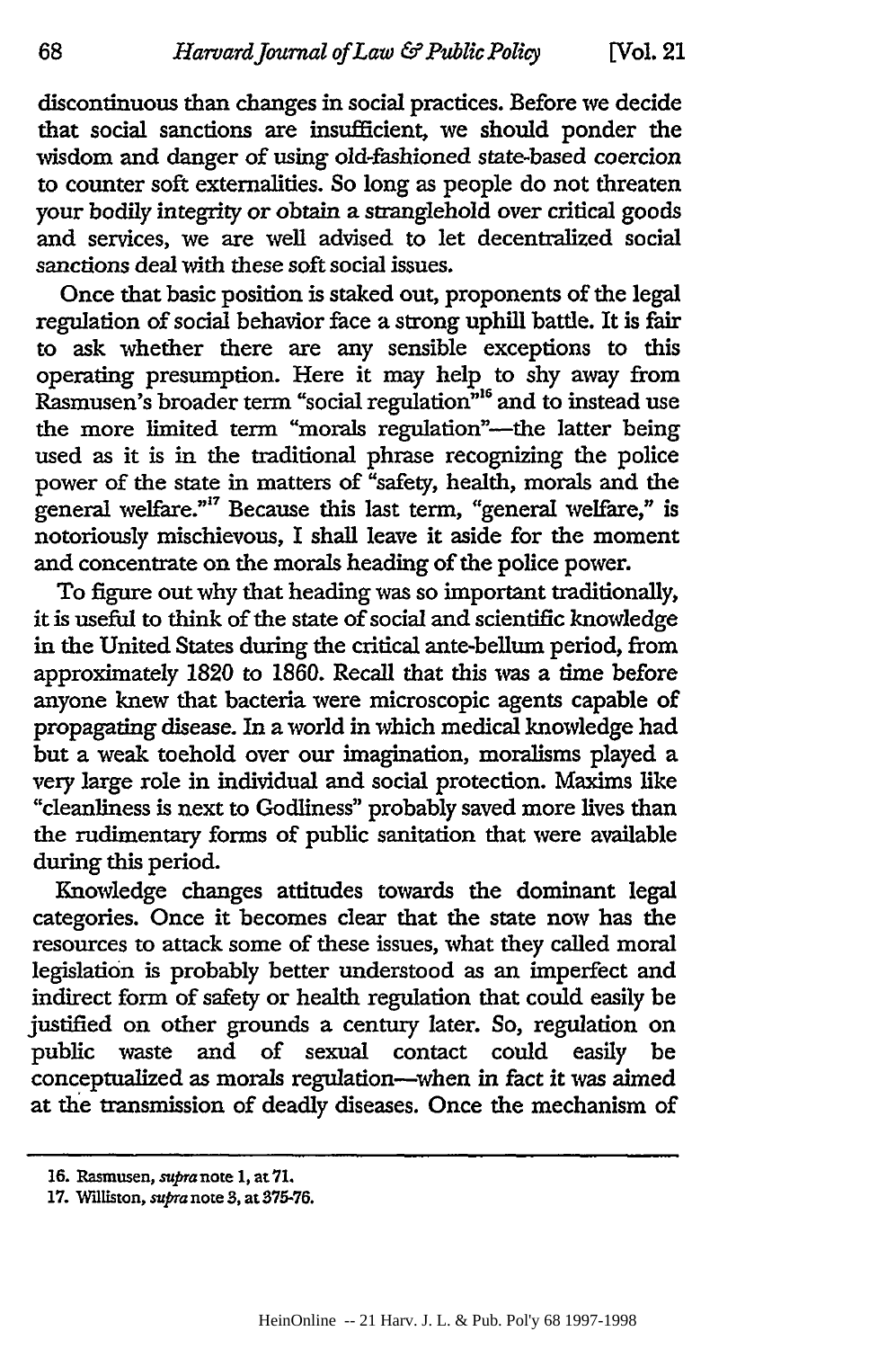discontinuous than changes in social practices. Before we decide that social sanctions are insufficient, we should ponder the wisdom and danger of using old-fashioned state-based coercion to counter soft externalities. So long as people do not threaten your bodily integrity or obtain a stranglehold over critical goods and services, we are well advised to let decentralized social sanctions deal with these soft social issues.

Once that basic position is staked out, proponents of the legal regulation of social behavior face a strong uphill battle. It is fair to ask whether there are any sensible exceptions to this operating presumption. Here it may help to shy away from Rasmusen's broader term "social regulation"[16] and to instead use the more limited term "morals regulation"—the latter being used as it is in the traditional phrase recognizing the police power of the state in matters of "safety, health, morals and the general welfare."[17] Because this last term, "general welfare," is notoriously mischievous, I shall leave it aside for the moment and concentrate on the morals heading of the police power.

To figure out why that heading was so important traditionally, it is useful to think of the state of social and scientific knowledge in the United States during the critical ante-bellum period, from approximately 1820 to 1860. Recall that this was a time before anyone knew that bacteria were microscopic agents capable of propagating disease. In a world in which medical knowledge had but a weak toehold over our imagination, moralisms played a very large role in individual and social protection. Maxims like "cleanliness is next to Godliness" probably saved more lives than the rudimentary forms of public sanitation that were available during this period.

Knowledge changes attitudes towards the dominant legal categories. Once it becomes clear that the state now has the resources to attack some of these issues, what they called moral legislation is probably better understood as an imperfect and indirect form of safety or health regulation that could easily be justified on other grounds a century later. So, regulation on public waste and of sexual contact could easily be conceptualized as morals regulation—when in fact it was aimed at the transmission of deadly diseases. Once the mechanism of

---

16. Rasmusen, *supra* note 1, at 71.

17. Williston, *supra* note 3, at 375-76.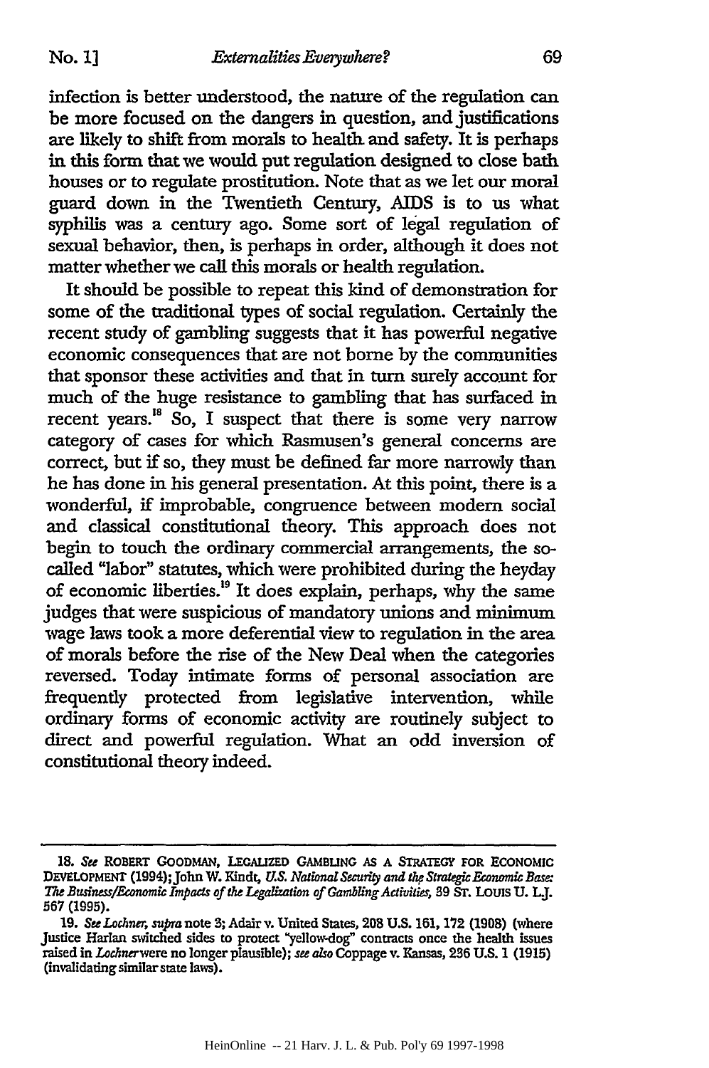infection is better understood, the nature of the regulation can be more focused on the dangers in question, and justifications are likely to shift from morals to health and safety. It is perhaps in this form that we would put regulation designed to close bath houses or to regulate prostitution. Note that as we let our moral guard down in the Twentieth Century, AIDS is to us what syphilis was a century ago. Some sort of legal regulation of sexual behavior, then, is perhaps in order, although it does not matter whether we call this morals or health regulation.

It should be possible to repeat this kind of demonstration for some of the traditional types of social regulation. Certainly the recent study of gambling suggests that it has powerful negative economic consequences that are not borne by the communities that sponsor these activities and that in turn surely account for much of the huge resistance to gambling that has surfaced in recent years.[18] So, I suspect that there is some very narrow category of cases for which Rasmusen's general concerns are correct, but if so, they must be defined far more narrowly than he has done in his general presentation. At this point, there is a wonderful, if improbable, congruence between modern social and classical constitutional theory. This approach does not begin to touch the ordinary commercial arrangements, the so-called "labor" statutes, which were prohibited during the heyday of economic liberties.[19] It does explain, perhaps, why the same judges that were suspicious of mandatory unions and minimum wage laws took a more deferential view to regulation in the area of morals before the rise of the New Deal when the categories reversed. Today intimate forms of personal association are frequently protected from legislative intervention, while ordinary forms of economic activity are routinely subject to direct and powerful regulation. What an odd inversion of constitutional theory indeed.

---

18. *See* ROBERT GOODMAN, LEGALIZED GAMBLING AS A STRATEGY FOR ECONOMIC DEVELOPMENT (1994); John W. Kindt, *U.S. National Security and the Strategic Economic Base: The Business/Economic Impacts of the Legalization of Gambling Activities*, 39 ST. LOUIS U. L.J. 567 (1995).

19. *See Lochner*, *supra* note 3; Adair v. United States, 208 U.S. 161, 172 (1908) (where Justice Harlan switched sides to protect "yellow-dog" contracts once the health issues raised in *Lochner* were no longer plausible); *see also* Coppage v. Kansas, 236 U.S. 1 (1915) (invalidating similar state laws).